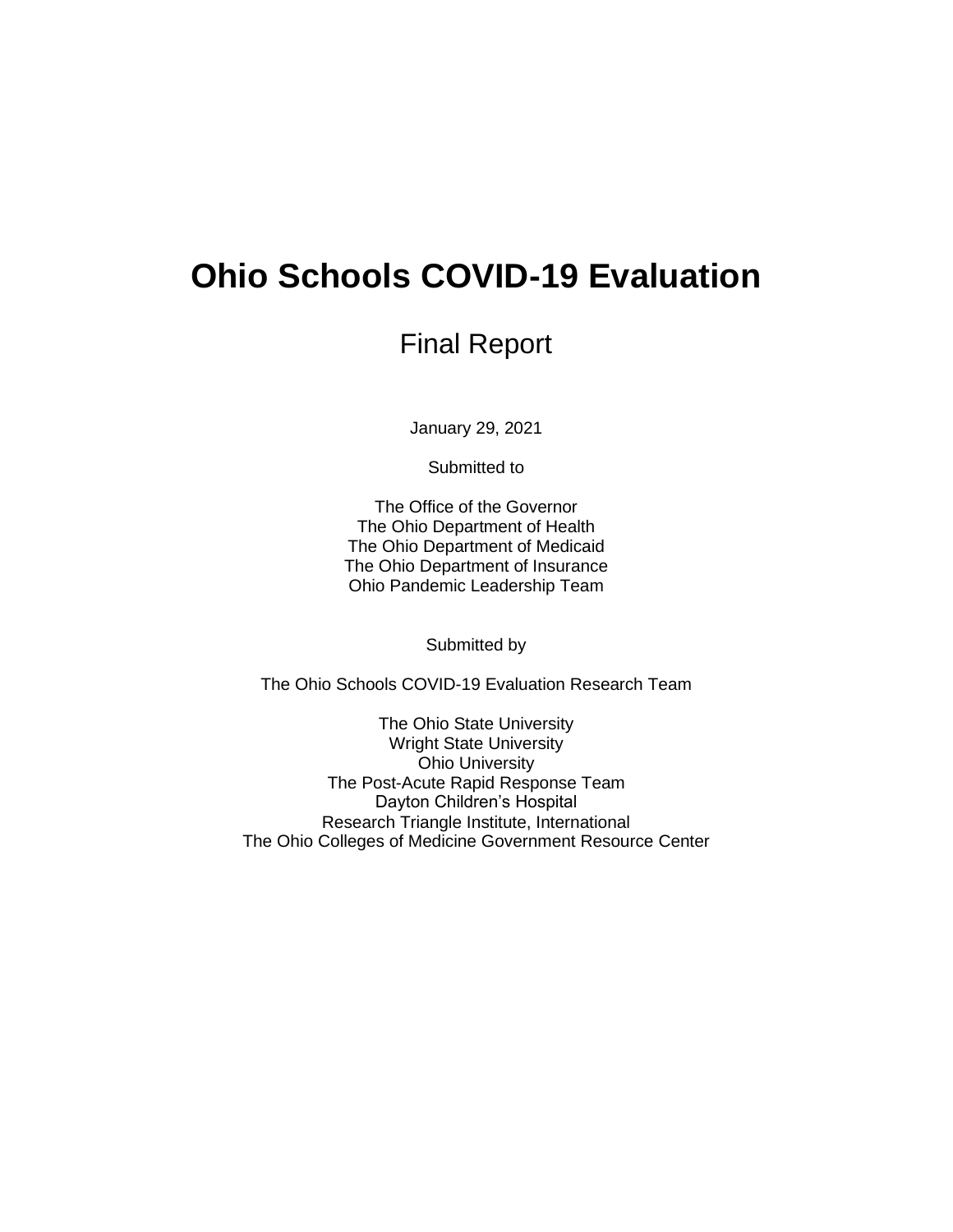# Ohio Schools COVID-19 Evaluation

## Final Report

January 29, 2021

Submitted to

The Office of the Governor
The Ohio Department of Health
The Ohio Department of Medicaid
The Ohio Department of Insurance
Ohio Pandemic Leadership Team

Submitted by

The Ohio Schools COVID-19 Evaluation Research Team

The Ohio State University
Wright State University
Ohio University
The Post-Acute Rapid Response Team
Dayton Children's Hospital
Research Triangle Institute, International
The Ohio Colleges of Medicine Government Resource Center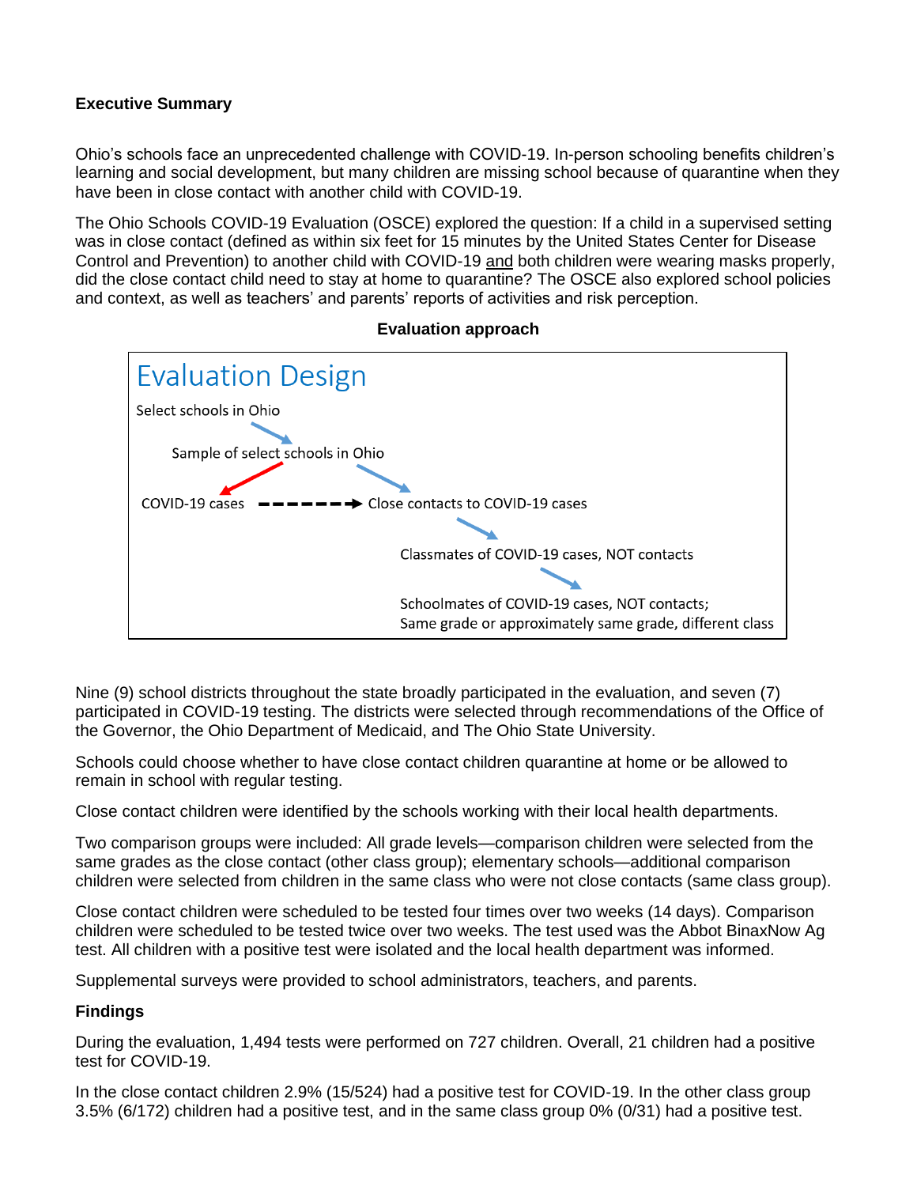**Executive Summary**

Ohio's schools face an unprecedented challenge with COVID-19. In-person schooling benefits children's learning and social development, but many children are missing school because of quarantine when they have been in close contact with another child with COVID-19.

The Ohio Schools COVID-19 Evaluation (OSCE) explored the question: If a child in a supervised setting was in close contact (defined as within six feet for 15 minutes by the United States Center for Disease Control and Prevention) to another child with COVID-19 and both children were wearing masks properly, did the close contact child need to stay at home to quarantine? The OSCE also explored school policies and context, as well as teachers' and parents' reports of activities and risk perception.

**Evaluation approach**

Evaluation Design

Select schools in Ohio

Sample of select schools in Ohio

COVID-19 cases → Close contacts to COVID-19 cases

Classmates of COVID-19 cases, NOT contacts

Schoolmates of COVID-19 cases, NOT contacts; Same grade or approximately same grade, different class

Nine (9) school districts throughout the state broadly participated in the evaluation, and seven (7) participated in COVID-19 testing. The districts were selected through recommendations of the Office of the Governor, the Ohio Department of Medicaid, and The Ohio State University.

Schools could choose whether to have close contact children quarantine at home or be allowed to remain in school with regular testing.

Close contact children were identified by the schools working with their local health departments.

Two comparison groups were included: All grade levels—comparison children were selected from the same grades as the close contact (other class group); elementary schools—additional comparison children were selected from children in the same class who were not close contacts (same class group).

Close contact children were scheduled to be tested four times over two weeks (14 days). Comparison children were scheduled to be tested twice over two weeks. The test used was the Abbot BinaxNow Ag test. All children with a positive test were isolated and the local health department was informed.

Supplemental surveys were provided to school administrators, teachers, and parents.

**Findings**

During the evaluation, 1,494 tests were performed on 727 children. Overall, 21 children had a positive test for COVID-19.

In the close contact children 2.9% (15/524) had a positive test for COVID-19. In the other class group 3.5% (6/172) children had a positive test, and in the same class group 0% (0/31) had a positive test.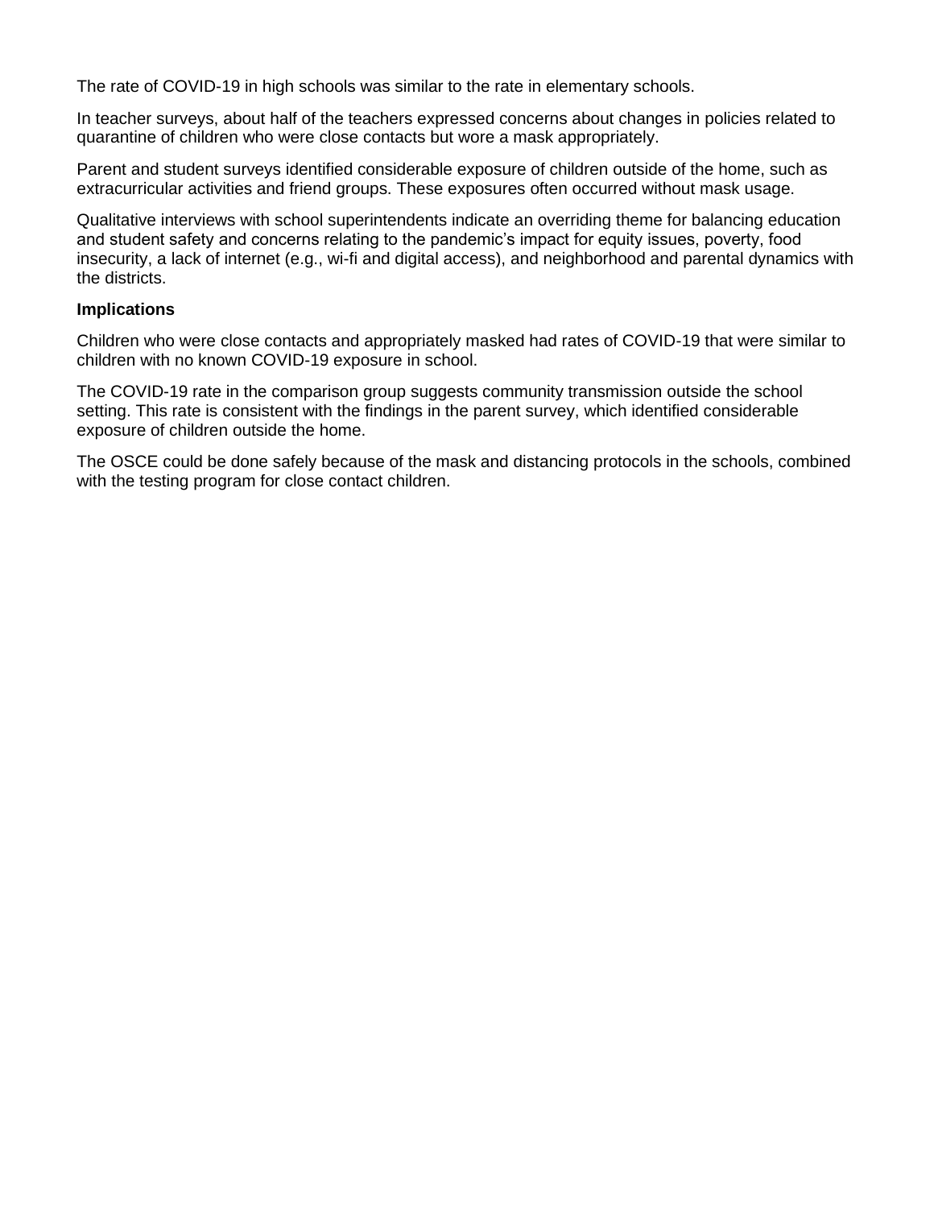The rate of COVID-19 in high schools was similar to the rate in elementary schools.

In teacher surveys, about half of the teachers expressed concerns about changes in policies related to quarantine of children who were close contacts but wore a mask appropriately.

Parent and student surveys identified considerable exposure of children outside of the home, such as extracurricular activities and friend groups. These exposures often occurred without mask usage.

Qualitative interviews with school superintendents indicate an overriding theme for balancing education and student safety and concerns relating to the pandemic's impact for equity issues, poverty, food insecurity, a lack of internet (e.g., wi-fi and digital access), and neighborhood and parental dynamics with the districts.

**Implications**

Children who were close contacts and appropriately masked had rates of COVID-19 that were similar to children with no known COVID-19 exposure in school.

The COVID-19 rate in the comparison group suggests community transmission outside the school setting. This rate is consistent with the findings in the parent survey, which identified considerable exposure of children outside the home.

The OSCE could be done safely because of the mask and distancing protocols in the schools, combined with the testing program for close contact children.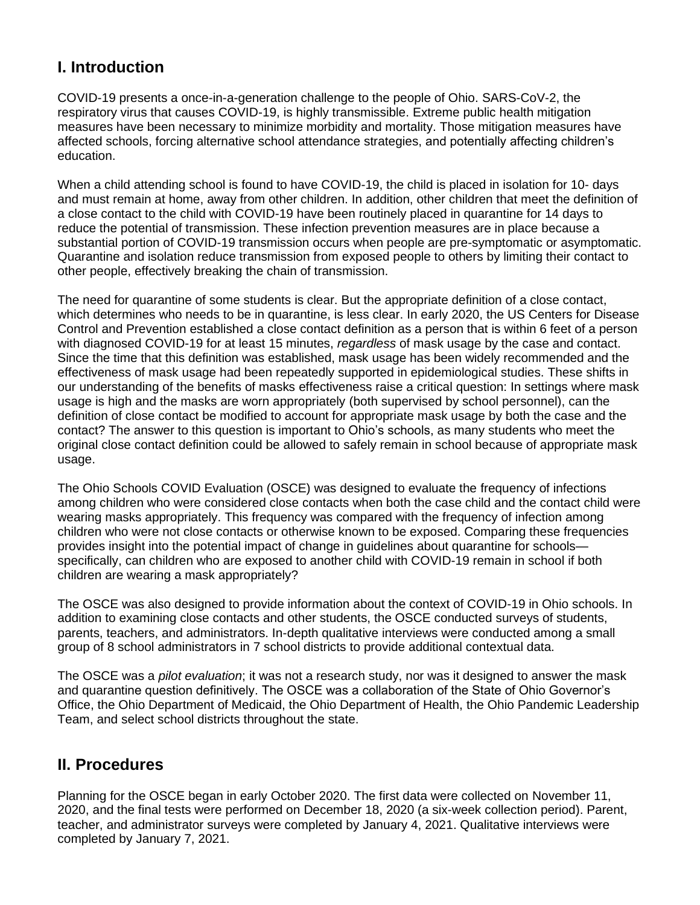## I. Introduction

COVID-19 presents a once-in-a-generation challenge to the people of Ohio. SARS-CoV-2, the respiratory virus that causes COVID-19, is highly transmissible. Extreme public health mitigation measures have been necessary to minimize morbidity and mortality. Those mitigation measures have affected schools, forcing alternative school attendance strategies, and potentially affecting children's education.

When a child attending school is found to have COVID-19, the child is placed in isolation for 10- days and must remain at home, away from other children. In addition, other children that meet the definition of a close contact to the child with COVID-19 have been routinely placed in quarantine for 14 days to reduce the potential of transmission. These infection prevention measures are in place because a substantial portion of COVID-19 transmission occurs when people are pre-symptomatic or asymptomatic. Quarantine and isolation reduce transmission from exposed people to others by limiting their contact to other people, effectively breaking the chain of transmission.

The need for quarantine of some students is clear. But the appropriate definition of a close contact, which determines who needs to be in quarantine, is less clear. In early 2020, the US Centers for Disease Control and Prevention established a close contact definition as a person that is within 6 feet of a person with diagnosed COVID-19 for at least 15 minutes, *regardless* of mask usage by the case and contact. Since the time that this definition was established, mask usage has been widely recommended and the effectiveness of mask usage had been repeatedly supported in epidemiological studies. These shifts in our understanding of the benefits of masks effectiveness raise a critical question: In settings where mask usage is high and the masks are worn appropriately (both supervised by school personnel), can the definition of close contact be modified to account for appropriate mask usage by both the case and the contact? The answer to this question is important to Ohio's schools, as many students who meet the original close contact definition could be allowed to safely remain in school because of appropriate mask usage.

The Ohio Schools COVID Evaluation (OSCE) was designed to evaluate the frequency of infections among children who were considered close contacts when both the case child and the contact child were wearing masks appropriately. This frequency was compared with the frequency of infection among children who were not close contacts or otherwise known to be exposed. Comparing these frequencies provides insight into the potential impact of change in guidelines about quarantine for schools—specifically, can children who are exposed to another child with COVID-19 remain in school if both children are wearing a mask appropriately?

The OSCE was also designed to provide information about the context of COVID-19 in Ohio schools. In addition to examining close contacts and other students, the OSCE conducted surveys of students, parents, teachers, and administrators. In-depth qualitative interviews were conducted among a small group of 8 school administrators in 7 school districts to provide additional contextual data.

The OSCE was a *pilot evaluation*; it was not a research study, nor was it designed to answer the mask and quarantine question definitively. The OSCE was a collaboration of the State of Ohio Governor's Office, the Ohio Department of Medicaid, the Ohio Department of Health, the Ohio Pandemic Leadership Team, and select school districts throughout the state.

## II. Procedures

Planning for the OSCE began in early October 2020. The first data were collected on November 11, 2020, and the final tests were performed on December 18, 2020 (a six-week collection period). Parent, teacher, and administrator surveys were completed by January 4, 2021. Qualitative interviews were completed by January 7, 2021.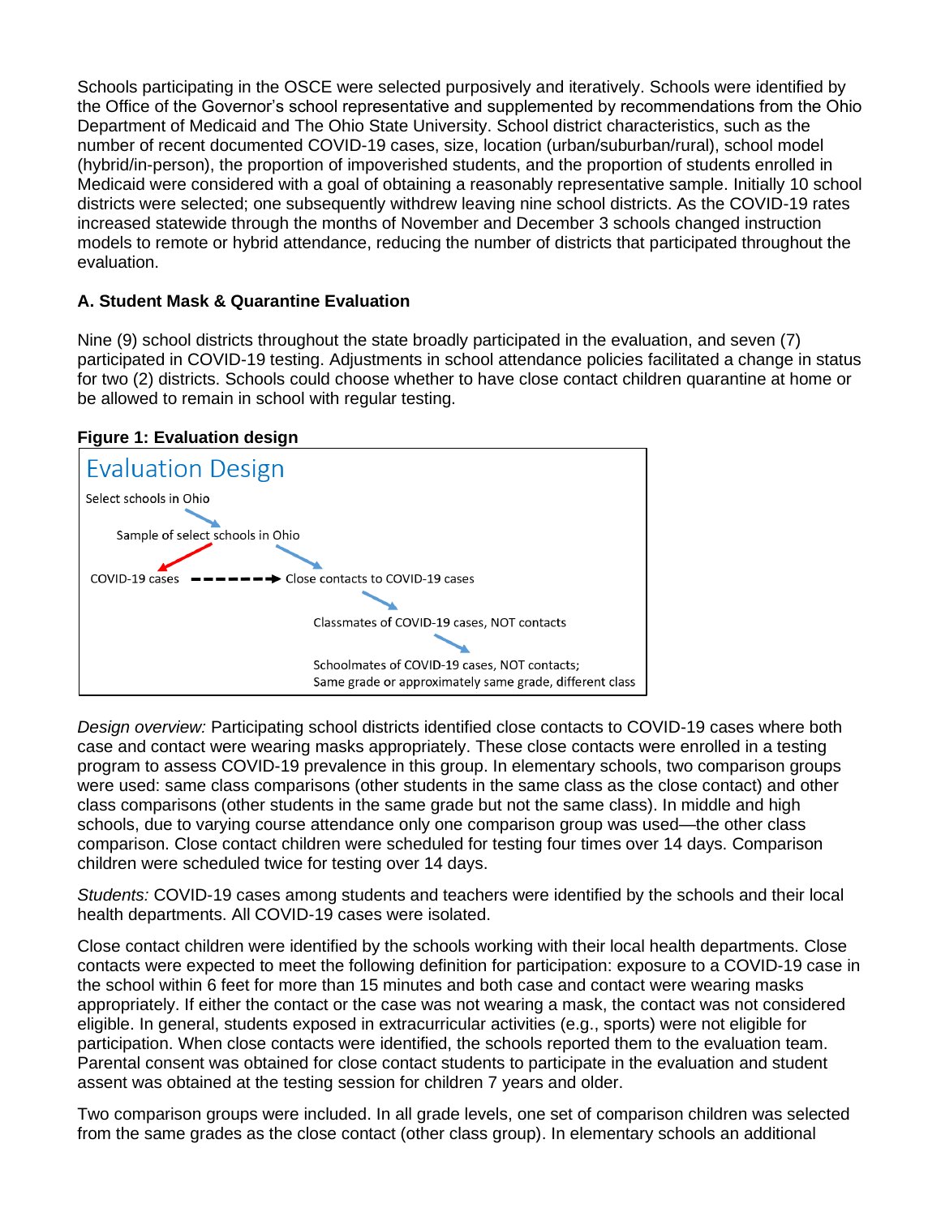Schools participating in the OSCE were selected purposively and iteratively. Schools were identified by the Office of the Governor's school representative and supplemented by recommendations from the Ohio Department of Medicaid and The Ohio State University. School district characteristics, such as the number of recent documented COVID-19 cases, size, location (urban/suburban/rural), school model (hybrid/in-person), the proportion of impoverished students, and the proportion of students enrolled in Medicaid were considered with a goal of obtaining a reasonably representative sample. Initially 10 school districts were selected; one subsequently withdrew leaving nine school districts. As the COVID-19 rates increased statewide through the months of November and December 3 schools changed instruction models to remote or hybrid attendance, reducing the number of districts that participated throughout the evaluation.

### A. Student Mask & Quarantine Evaluation

Nine (9) school districts throughout the state broadly participated in the evaluation, and seven (7) participated in COVID-19 testing. Adjustments in school attendance policies facilitated a change in status for two (2) districts. Schools could choose whether to have close contact children quarantine at home or be allowed to remain in school with regular testing.

**Figure 1: Evaluation design**

Evaluation Design

Select schools in Ohio

Sample of select schools in Ohio

COVID-19 cases → Close contacts to COVID-19 cases

Classmates of COVID-19 cases, NOT contacts

Schoolmates of COVID-19 cases, NOT contacts; Same grade or approximately same grade, different class

*Design overview:* Participating school districts identified close contacts to COVID-19 cases where both case and contact were wearing masks appropriately. These close contacts were enrolled in a testing program to assess COVID-19 prevalence in this group. In elementary schools, two comparison groups were used: same class comparisons (other students in the same class as the close contact) and other class comparisons (other students in the same grade but not the same class). In middle and high schools, due to varying course attendance only one comparison group was used—the other class comparison. Close contact children were scheduled for testing four times over 14 days. Comparison children were scheduled twice for testing over 14 days.

*Students:* COVID-19 cases among students and teachers were identified by the schools and their local health departments. All COVID-19 cases were isolated.

Close contact children were identified by the schools working with their local health departments. Close contacts were expected to meet the following definition for participation: exposure to a COVID-19 case in the school within 6 feet for more than 15 minutes and both case and contact were wearing masks appropriately. If either the contact or the case was not wearing a mask, the contact was not considered eligible. In general, students exposed in extracurricular activities (e.g., sports) were not eligible for participation. When close contacts were identified, the schools reported them to the evaluation team. Parental consent was obtained for close contact students to participate in the evaluation and student assent was obtained at the testing session for children 7 years and older.

Two comparison groups were included. In all grade levels, one set of comparison children was selected from the same grades as the close contact (other class group). In elementary schools an additional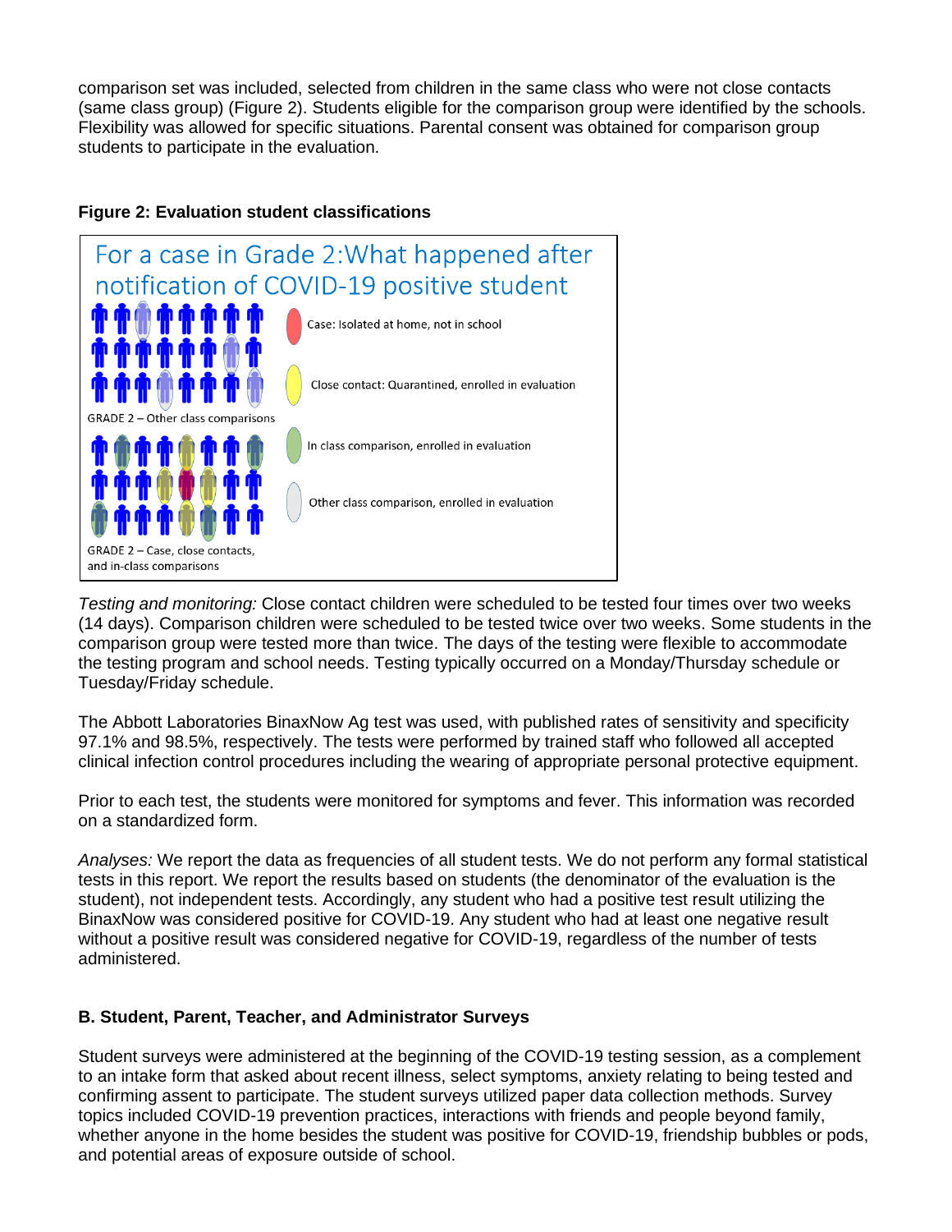comparison set was included, selected from children in the same class who were not close contacts (same class group) (Figure 2). Students eligible for the comparison group were identified by the schools. Flexibility was allowed for specific situations. Parental consent was obtained for comparison group students to participate in the evaluation.

**Figure 2: Evaluation student classifications**

For a case in Grade 2: What happened after notification of COVID-19 positive student

GRADE 2 – Other class comparisons

GRADE 2 – Case, close contacts, and in-class comparisons

- Case: Isolated at home, not in school
- Close contact: Quarantined, enrolled in evaluation
- In class comparison, enrolled in evaluation
- Other class comparison, enrolled in evaluation

*Testing and monitoring:* Close contact children were scheduled to be tested four times over two weeks (14 days). Comparison children were scheduled to be tested twice over two weeks. Some students in the comparison group were tested more than twice. The days of the testing were flexible to accommodate the testing program and school needs. Testing typically occurred on a Monday/Thursday schedule or Tuesday/Friday schedule.

The Abbott Laboratories BinaxNow Ag test was used, with published rates of sensitivity and specificity 97.1% and 98.5%, respectively. The tests were performed by trained staff who followed all accepted clinical infection control procedures including the wearing of appropriate personal protective equipment.

Prior to each test, the students were monitored for symptoms and fever. This information was recorded on a standardized form.

*Analyses:* We report the data as frequencies of all student tests. We do not perform any formal statistical tests in this report. We report the results based on students (the denominator of the evaluation is the student), not independent tests. Accordingly, any student who had a positive test result utilizing the BinaxNow was considered positive for COVID-19. Any student who had at least one negative result without a positive result was considered negative for COVID-19, regardless of the number of tests administered.

### B. Student, Parent, Teacher, and Administrator Surveys

Student surveys were administered at the beginning of the COVID-19 testing session, as a complement to an intake form that asked about recent illness, select symptoms, anxiety relating to being tested and confirming assent to participate. The student surveys utilized paper data collection methods. Survey topics included COVID-19 prevention practices, interactions with friends and people beyond family, whether anyone in the home besides the student was positive for COVID-19, friendship bubbles or pods, and potential areas of exposure outside of school.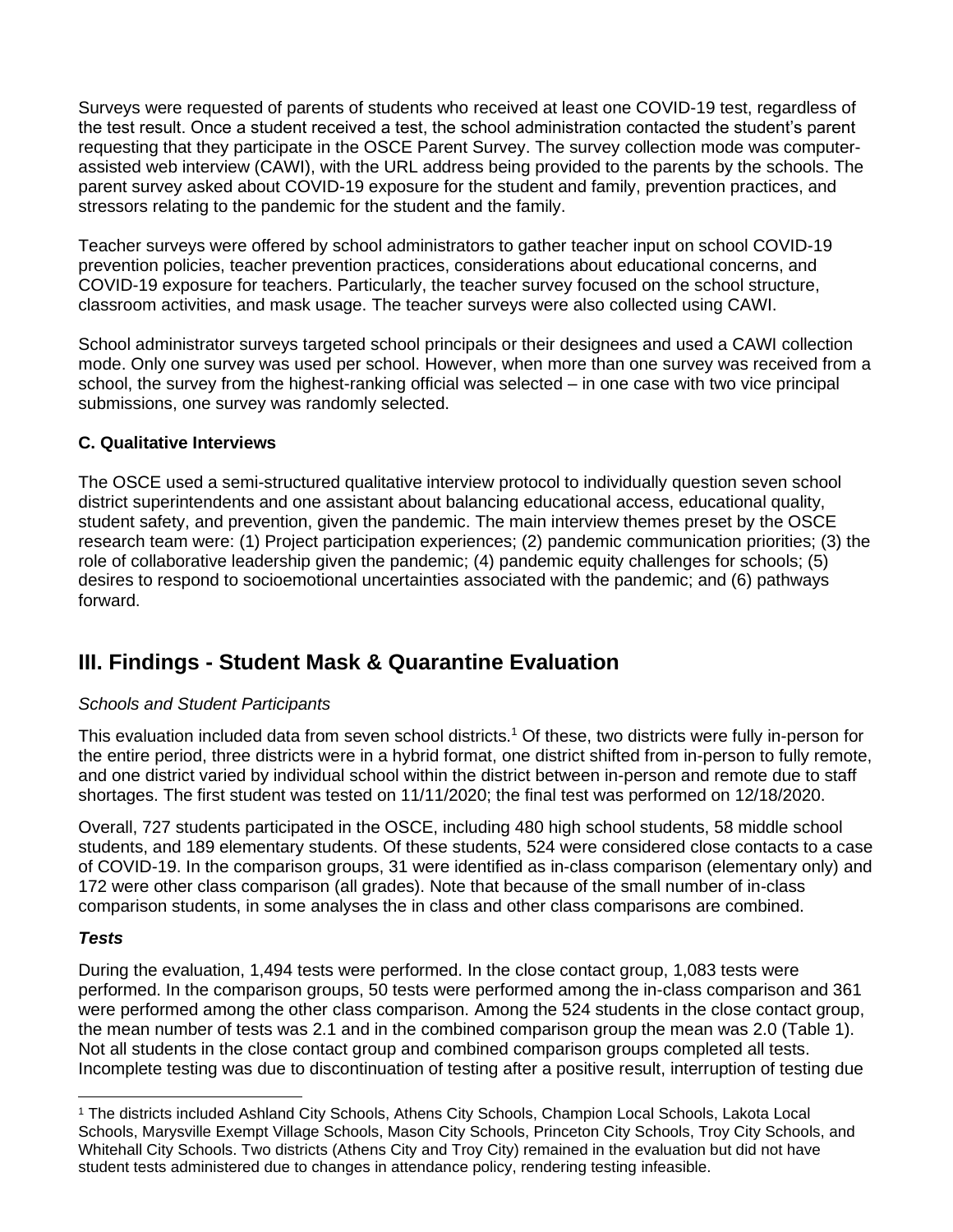Surveys were requested of parents of students who received at least one COVID-19 test, regardless of the test result. Once a student received a test, the school administration contacted the student's parent requesting that they participate in the OSCE Parent Survey. The survey collection mode was computer-assisted web interview (CAWI), with the URL address being provided to the parents by the schools. The parent survey asked about COVID-19 exposure for the student and family, prevention practices, and stressors relating to the pandemic for the student and the family.

Teacher surveys were offered by school administrators to gather teacher input on school COVID-19 prevention policies, teacher prevention practices, considerations about educational concerns, and COVID-19 exposure for teachers. Particularly, the teacher survey focused on the school structure, classroom activities, and mask usage. The teacher surveys were also collected using CAWI.

School administrator surveys targeted school principals or their designees and used a CAWI collection mode. Only one survey was used per school. However, when more than one survey was received from a school, the survey from the highest-ranking official was selected – in one case with two vice principal submissions, one survey was randomly selected.

### C. Qualitative Interviews

The OSCE used a semi-structured qualitative interview protocol to individually question seven school district superintendents and one assistant about balancing educational access, educational quality, student safety, and prevention, given the pandemic. The main interview themes preset by the OSCE research team were: (1) Project participation experiences; (2) pandemic communication priorities; (3) the role of collaborative leadership given the pandemic; (4) pandemic equity challenges for schools; (5) desires to respond to socioemotional uncertainties associated with the pandemic; and (6) pathways forward.

## III. Findings - Student Mask & Quarantine Evaluation

*Schools and Student Participants*

This evaluation included data from seven school districts.[1] Of these, two districts were fully in-person for the entire period, three districts were in a hybrid format, one district shifted from in-person to fully remote, and one district varied by individual school within the district between in-person and remote due to staff shortages. The first student was tested on 11/11/2020; the final test was performed on 12/18/2020.

Overall, 727 students participated in the OSCE, including 480 high school students, 58 middle school students, and 189 elementary students. Of these students, 524 were considered close contacts to a case of COVID-19. In the comparison groups, 31 were identified as in-class comparison (elementary only) and 172 were other class comparison (all grades). Note that because of the small number of in-class comparison students, in some analyses the in class and other class comparisons are combined.

***Tests***

During the evaluation, 1,494 tests were performed. In the close contact group, 1,083 tests were performed. In the comparison groups, 50 tests were performed among the in-class comparison and 361 were performed among the other class comparison. Among the 524 students in the close contact group, the mean number of tests was 2.1 and in the combined comparison group the mean was 2.0 (Table 1). Not all students in the close contact group and combined comparison groups completed all tests. Incomplete testing was due to discontinuation of testing after a positive result, interruption of testing due

---

[1] The districts included Ashland City Schools, Athens City Schools, Champion Local Schools, Lakota Local Schools, Marysville Exempt Village Schools, Mason City Schools, Princeton City Schools, Troy City Schools, and Whitehall City Schools. Two districts (Athens City and Troy City) remained in the evaluation but did not have student tests administered due to changes in attendance policy, rendering testing infeasible.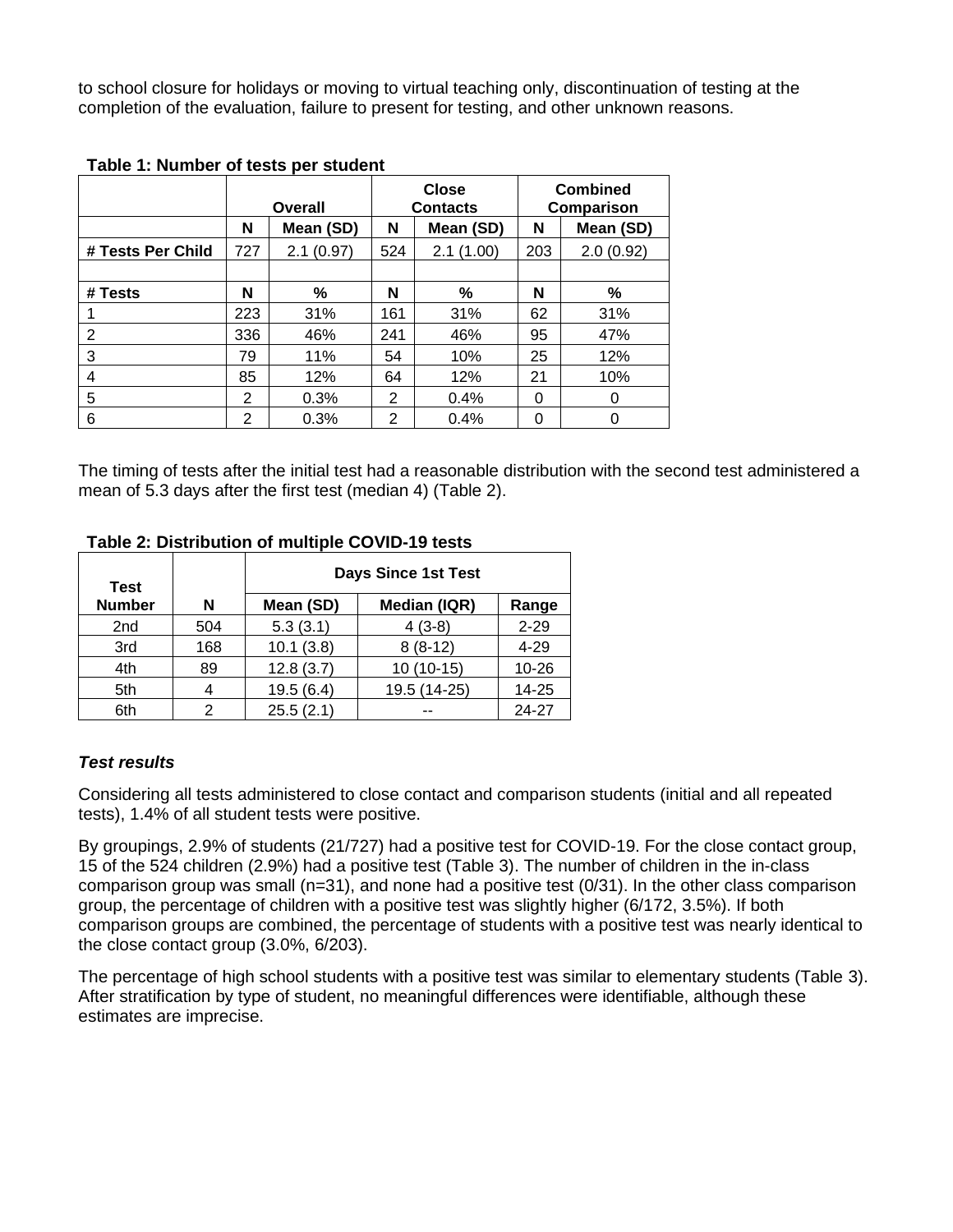to school closure for holidays or moving to virtual teaching only, discontinuation of testing at the completion of the evaluation, failure to present for testing, and other unknown reasons.

**Table 1: Number of tests per student**

| | Overall | | Close Contacts | | Combined Comparison | |
|---|---|---|---|---|---|---|
| | N | Mean (SD) | N | Mean (SD) | N | Mean (SD) |
| # Tests Per Child | 727 | 2.1 (0.97) | 524 | 2.1 (1.00) | 203 | 2.0 (0.92) |
| | | | | | | |
| # Tests | N | % | N | % | N | % |
| 1 | 223 | 31% | 161 | 31% | 62 | 31% |
| 2 | 336 | 46% | 241 | 46% | 95 | 47% |
| 3 | 79 | 11% | 54 | 10% | 25 | 12% |
| 4 | 85 | 12% | 64 | 12% | 21 | 10% |
| 5 | 2 | 0.3% | 2 | 0.4% | 0 | 0 |
| 6 | 2 | 0.3% | 2 | 0.4% | 0 | 0 |

The timing of tests after the initial test had a reasonable distribution with the second test administered a mean of 5.3 days after the first test (median 4) (Table 2).

**Table 2: Distribution of multiple COVID-19 tests**

| Test Number | N | Days Since 1st Test | | |
|---|---|---|---|---|
| | | Mean (SD) | Median (IQR) | Range |
| 2nd | 504 | 5.3 (3.1) | 4 (3-8) | 2-29 |
| 3rd | 168 | 10.1 (3.8) | 8 (8-12) | 4-29 |
| 4th | 89 | 12.8 (3.7) | 10 (10-15) | 10-26 |
| 5th | 4 | 19.5 (6.4) | 19.5 (14-25) | 14-25 |
| 6th | 2 | 25.5 (2.1) | -- | 24-27 |

### *Test results*

Considering all tests administered to close contact and comparison students (initial and all repeated tests), 1.4% of all student tests were positive.

By groupings, 2.9% of students (21/727) had a positive test for COVID-19. For the close contact group, 15 of the 524 children (2.9%) had a positive test (Table 3). The number of children in the in-class comparison group was small (n=31), and none had a positive test (0/31). In the other class comparison group, the percentage of children with a positive test was slightly higher (6/172, 3.5%). If both comparison groups are combined, the percentage of students with a positive test was nearly identical to the close contact group (3.0%, 6/203).

The percentage of high school students with a positive test was similar to elementary students (Table 3). After stratification by type of student, no meaningful differences were identifiable, although these estimates are imprecise.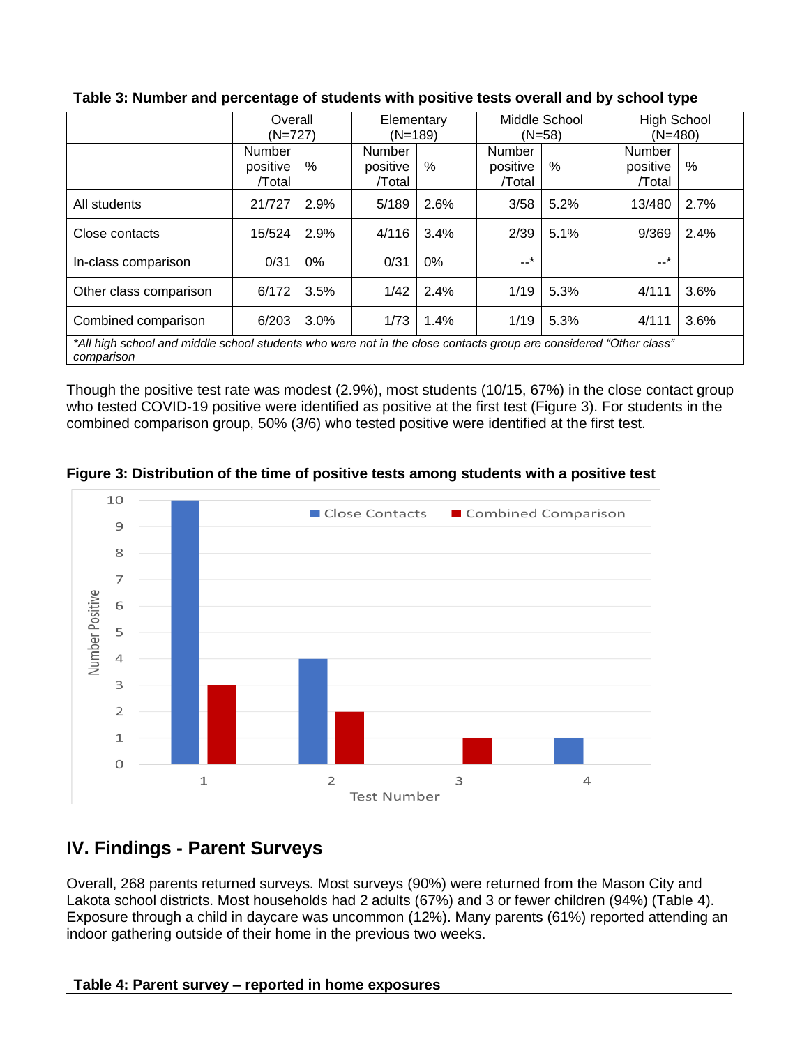**Table 3: Number and percentage of students with positive tests overall and by school type**

| | Overall (N=727) | | Elementary (N=189) | | Middle School (N=58) | | High School (N=480) | |
|---|---|---|---|---|---|---|---|---|
| | Number positive /Total | % | Number positive /Total | % | Number positive /Total | % | Number positive /Total | % |
| All students | 21/727 | 2.9% | 5/189 | 2.6% | 3/58 | 5.2% | 13/480 | 2.7% |
| Close contacts | 15/524 | 2.9% | 4/116 | 3.4% | 2/39 | 5.1% | 9/369 | 2.4% |
| In-class comparison | 0/31 | 0% | 0/31 | 0% | --* | | --* | |
| Other class comparison | 6/172 | 3.5% | 1/42 | 2.4% | 1/19 | 5.3% | 4/111 | 3.6% |
| Combined comparison | 6/203 | 3.0% | 1/73 | 1.4% | 1/19 | 5.3% | 4/111 | 3.6% |

*All high school and middle school students who were not in the close contacts group are considered "Other class" comparison*

Though the positive test rate was modest (2.9%), most students (10/15, 67%) in the close contact group who tested COVID-19 positive were identified as positive at the first test (Figure 3). For students in the combined comparison group, 50% (3/6) who tested positive were identified at the first test.

**Figure 3: Distribution of the time of positive tests among students with a positive test**

| Test Number | Close Contacts | Combined Comparison |
|---|---|---|
| 1 | 10 | 3 |
| 2 | 4 | 2 |
| 3 | 0 | 1 |
| 4 | 1 | 0 |

## IV. Findings - Parent Surveys

Overall, 268 parents returned surveys. Most surveys (90%) were returned from the Mason City and Lakota school districts. Most households had 2 adults (67%) and 3 or fewer children (94%) (Table 4). Exposure through a child in daycare was uncommon (12%). Many parents (61%) reported attending an indoor gathering outside of their home in the previous two weeks.

**Table 4: Parent survey – reported in home exposures**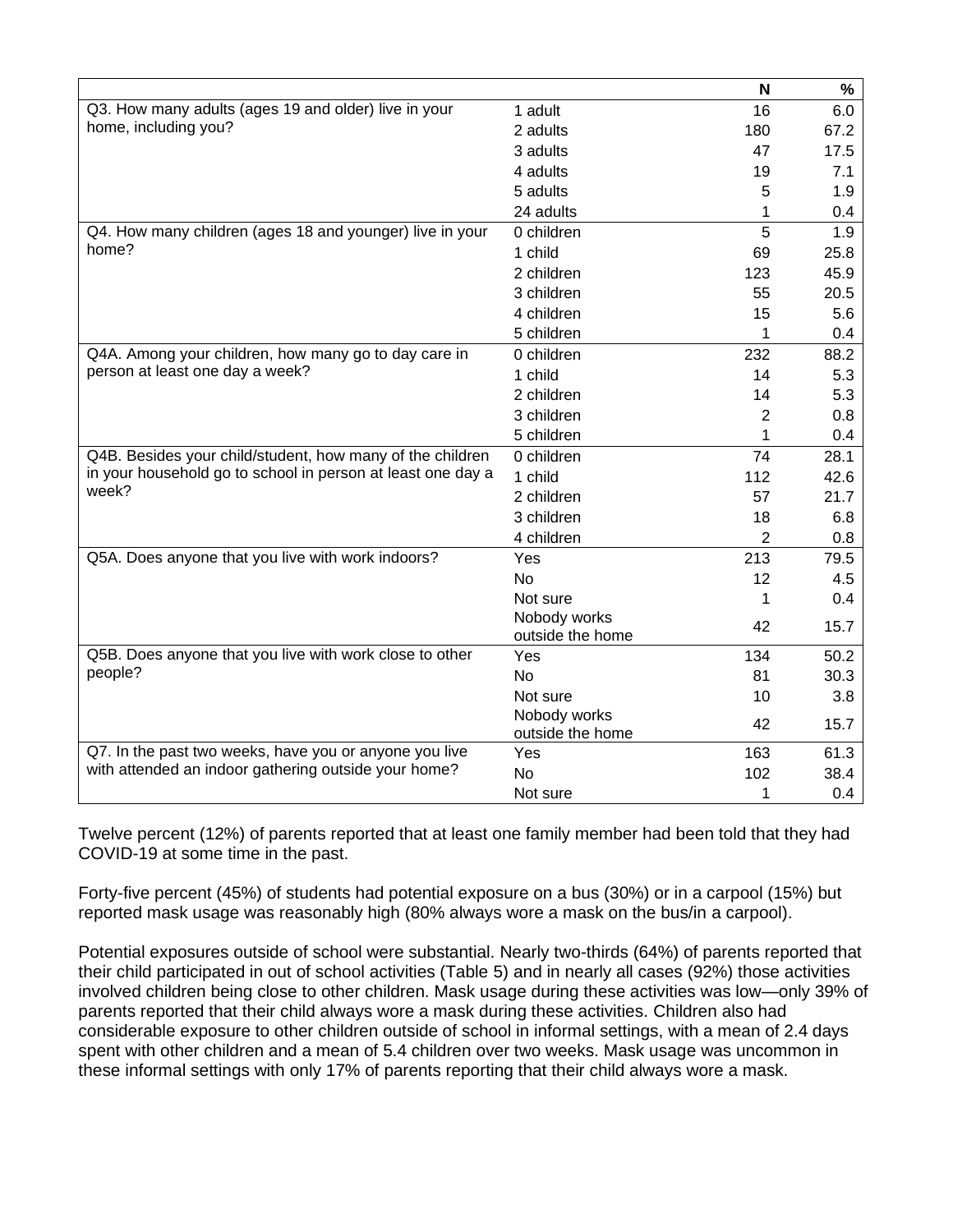| | | N | % |
|---|---|---|---|
| Q3. How many adults (ages 19 and older) live in your home, including you? | 1 adult | 16 | 6.0 |
| | 2 adults | 180 | 67.2 |
| | 3 adults | 47 | 17.5 |
| | 4 adults | 19 | 7.1 |
| | 5 adults | 5 | 1.9 |
| | 24 adults | 1 | 0.4 |
| Q4. How many children (ages 18 and younger) live in your home? | 0 children | 5 | 1.9 |
| | 1 child | 69 | 25.8 |
| | 2 children | 123 | 45.9 |
| | 3 children | 55 | 20.5 |
| | 4 children | 15 | 5.6 |
| | 5 children | 1 | 0.4 |
| Q4A. Among your children, how many go to day care in person at least one day a week? | 0 children | 232 | 88.2 |
| | 1 child | 14 | 5.3 |
| | 2 children | 14 | 5.3 |
| | 3 children | 2 | 0.8 |
| | 5 children | 1 | 0.4 |
| Q4B. Besides your child/student, how many of the children in your household go to school in person at least one day a week? | 0 children | 74 | 28.1 |
| | 1 child | 112 | 42.6 |
| | 2 children | 57 | 21.7 |
| | 3 children | 18 | 6.8 |
| | 4 children | 2 | 0.8 |
| Q5A. Does anyone that you live with work indoors? | Yes | 213 | 79.5 |
| | No | 12 | 4.5 |
| | Not sure | 1 | 0.4 |
| | Nobody works outside the home | 42 | 15.7 |
| Q5B. Does anyone that you live with work close to other people? | Yes | 134 | 50.2 |
| | No | 81 | 30.3 |
| | Not sure | 10 | 3.8 |
| | Nobody works outside the home | 42 | 15.7 |
| Q7. In the past two weeks, have you or anyone you live with attended an indoor gathering outside your home? | Yes | 163 | 61.3 |
| | No | 102 | 38.4 |
| | Not sure | 1 | 0.4 |

Twelve percent (12%) of parents reported that at least one family member had been told that they had COVID-19 at some time in the past.

Forty-five percent (45%) of students had potential exposure on a bus (30%) or in a carpool (15%) but reported mask usage was reasonably high (80% always wore a mask on the bus/in a carpool).

Potential exposures outside of school were substantial. Nearly two-thirds (64%) of parents reported that their child participated in out of school activities (Table 5) and in nearly all cases (92%) those activities involved children being close to other children. Mask usage during these activities was low—only 39% of parents reported that their child always wore a mask during these activities. Children also had considerable exposure to other children outside of school in informal settings, with a mean of 2.4 days spent with other children and a mean of 5.4 children over two weeks. Mask usage was uncommon in these informal settings with only 17% of parents reporting that their child always wore a mask.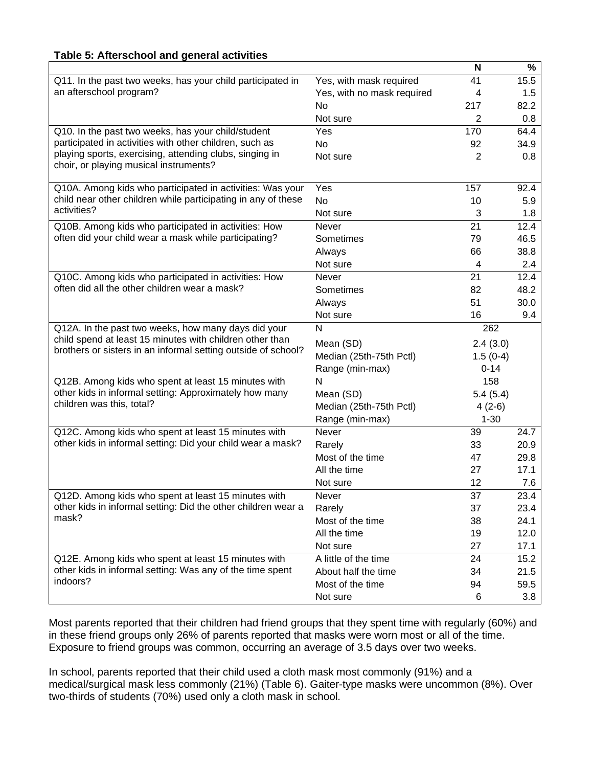**Table 5: Afterschool and general activities**

| | | N | % |
|---|---|---|---|
| Q11. In the past two weeks, has your child participated in an afterschool program? | Yes, with mask required | 41 | 15.5 |
| | Yes, with no mask required | 4 | 1.5 |
| | No | 217 | 82.2 |
| | Not sure | 2 | 0.8 |
| Q10. In the past two weeks, has your child/student participated in activities with other children, such as playing sports, exercising, attending clubs, singing in choir, or playing musical instruments? | Yes | 170 | 64.4 |
| | No | 92 | 34.9 |
| | Not sure | 2 | 0.8 |
| Q10A. Among kids who participated in activities: Was your child near other children while participating in any of these activities? | Yes | 157 | 92.4 |
| | No | 10 | 5.9 |
| | Not sure | 3 | 1.8 |
| Q10B. Among kids who participated in activities: How often did your child wear a mask while participating? | Never | 21 | 12.4 |
| | Sometimes | 79 | 46.5 |
| | Always | 66 | 38.8 |
| | Not sure | 4 | 2.4 |
| Q10C. Among kids who participated in activities: How often did all the other children wear a mask? | Never | 21 | 12.4 |
| | Sometimes | 82 | 48.2 |
| | Always | 51 | 30.0 |
| | Not sure | 16 | 9.4 |
| Q12A. In the past two weeks, how many days did your child spend at least 15 minutes with children other than brothers or sisters in an informal setting outside of school? | N | 262 | |
| | Mean (SD) | 2.4 (3.0) | |
| | Median (25th-75th Pctl) | 1.5 (0-4) | |
| | Range (min-max) | 0-14 | |
| Q12B. Among kids who spent at least 15 minutes with other kids in informal setting: Approximately how many children was this, total? | N | 158 | |
| | Mean (SD) | 5.4 (5.4) | |
| | Median (25th-75th Pctl) | 4 (2-6) | |
| | Range (min-max) | 1-30 | |
| Q12C. Among kids who spent at least 15 minutes with other kids in informal setting: Did your child wear a mask? | Never | 39 | 24.7 |
| | Rarely | 33 | 20.9 |
| | Most of the time | 47 | 29.8 |
| | All the time | 27 | 17.1 |
| | Not sure | 12 | 7.6 |
| Q12D. Among kids who spent at least 15 minutes with other kids in informal setting: Did the other children wear a mask? | Never | 37 | 23.4 |
| | Rarely | 37 | 23.4 |
| | Most of the time | 38 | 24.1 |
| | All the time | 19 | 12.0 |
| | Not sure | 27 | 17.1 |
| Q12E. Among kids who spent at least 15 minutes with other kids in informal setting: Was any of the time spent indoors? | A little of the time | 24 | 15.2 |
| | About half the time | 34 | 21.5 |
| | Most of the time | 94 | 59.5 |
| | Not sure | 6 | 3.8 |

Most parents reported that their children had friend groups that they spent time with regularly (60%) and in these friend groups only 26% of parents reported that masks were worn most or all of the time. Exposure to friend groups was common, occurring an average of 3.5 days over two weeks.

In school, parents reported that their child used a cloth mask most commonly (91%) and a medical/surgical mask less commonly (21%) (Table 6). Gaiter-type masks were uncommon (8%). Over two-thirds of students (70%) used only a cloth mask in school.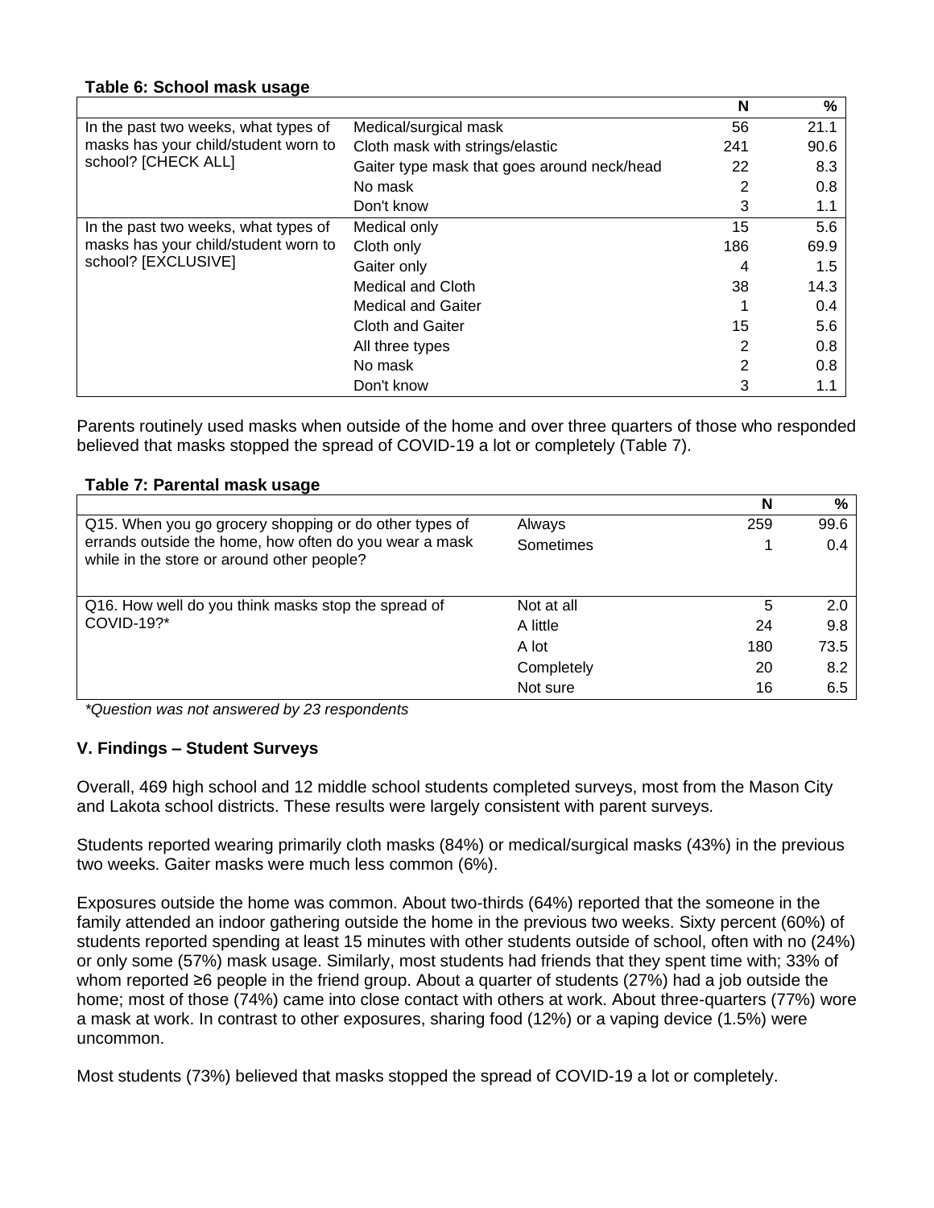**Table 6: School mask usage**

| | | N | % |
|---|---|---|---|
| In the past two weeks, what types of masks has your child/student worn to school? [CHECK ALL] | Medical/surgical mask | 56 | 21.1 |
| | Cloth mask with strings/elastic | 241 | 90.6 |
| | Gaiter type mask that goes around neck/head | 22 | 8.3 |
| | No mask | 2 | 0.8 |
| | Don't know | 3 | 1.1 |
| In the past two weeks, what types of masks has your child/student worn to school? [EXCLUSIVE] | Medical only | 15 | 5.6 |
| | Cloth only | 186 | 69.9 |
| | Gaiter only | 4 | 1.5 |
| | Medical and Cloth | 38 | 14.3 |
| | Medical and Gaiter | 1 | 0.4 |
| | Cloth and Gaiter | 15 | 5.6 |
| | All three types | 2 | 0.8 |
| | No mask | 2 | 0.8 |
| | Don't know | 3 | 1.1 |

Parents routinely used masks when outside of the home and over three quarters of those who responded believed that masks stopped the spread of COVID-19 a lot or completely (Table 7).

**Table 7: Parental mask usage**

| | | N | % |
|---|---|---|---|
| Q15. When you go grocery shopping or do other types of errands outside the home, how often do you wear a mask while in the store or around other people? | Always | 259 | 99.6 |
| | Sometimes | 1 | 0.4 |
| Q16. How well do you think masks stop the spread of COVID-19?* | Not at all | 5 | 2.0 |
| | A little | 24 | 9.8 |
| | A lot | 180 | 73.5 |
| | Completely | 20 | 8.2 |
| | Not sure | 16 | 6.5 |

*\*Question was not answered by 23 respondents*

### V. Findings – Student Surveys

Overall, 469 high school and 12 middle school students completed surveys, most from the Mason City and Lakota school districts. These results were largely consistent with parent surveys.

Students reported wearing primarily cloth masks (84%) or medical/surgical masks (43%) in the previous two weeks. Gaiter masks were much less common (6%).

Exposures outside the home was common. About two-thirds (64%) reported that the someone in the family attended an indoor gathering outside the home in the previous two weeks. Sixty percent (60%) of students reported spending at least 15 minutes with other students outside of school, often with no (24%) or only some (57%) mask usage. Similarly, most students had friends that they spent time with; 33% of whom reported ≥6 people in the friend group. About a quarter of students (27%) had a job outside the home; most of those (74%) came into close contact with others at work. About three-quarters (77%) wore a mask at work. In contrast to other exposures, sharing food (12%) or a vaping device (1.5%) were uncommon.

Most students (73%) believed that masks stopped the spread of COVID-19 a lot or completely.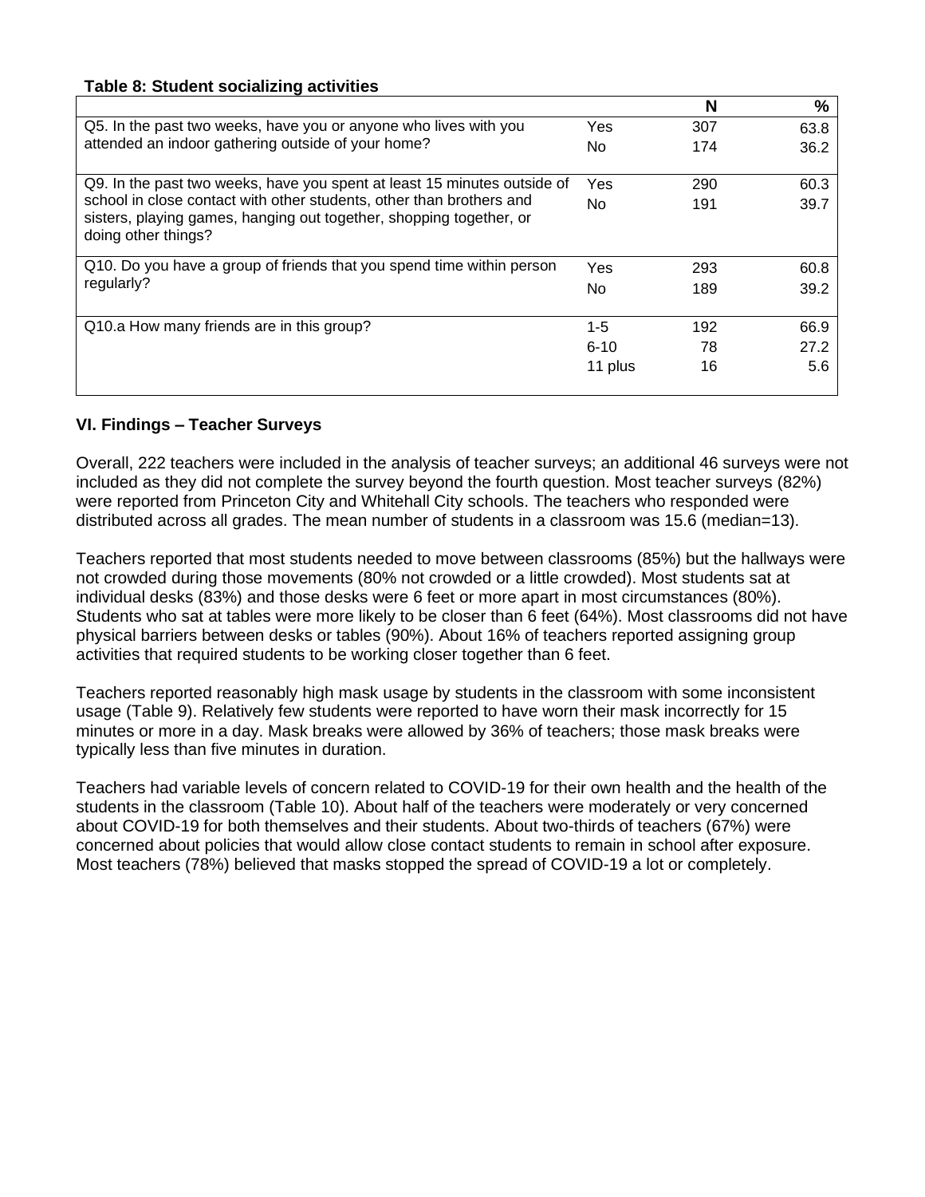**Table 8: Student socializing activities**

| | | N | % |
|---|---|---|---|
| Q5. In the past two weeks, have you or anyone who lives with you attended an indoor gathering outside of your home? | Yes | 307 | 63.8 |
| | No | 174 | 36.2 |
| Q9. In the past two weeks, have you spent at least 15 minutes outside of school in close contact with other students, other than brothers and sisters, playing games, hanging out together, shopping together, or doing other things? | Yes | 290 | 60.3 |
| | No | 191 | 39.7 |
| Q10. Do you have a group of friends that you spend time within person regularly? | Yes | 293 | 60.8 |
| | No | 189 | 39.2 |
| Q10.a How many friends are in this group? | 1-5 | 192 | 66.9 |
| | 6-10 | 78 | 27.2 |
| | 11 plus | 16 | 5.6 |

## VI. Findings – Teacher Surveys

Overall, 222 teachers were included in the analysis of teacher surveys; an additional 46 surveys were not included as they did not complete the survey beyond the fourth question. Most teacher surveys (82%) were reported from Princeton City and Whitehall City schools. The teachers who responded were distributed across all grades. The mean number of students in a classroom was 15.6 (median=13).

Teachers reported that most students needed to move between classrooms (85%) but the hallways were not crowded during those movements (80% not crowded or a little crowded). Most students sat at individual desks (83%) and those desks were 6 feet or more apart in most circumstances (80%). Students who sat at tables were more likely to be closer than 6 feet (64%). Most classrooms did not have physical barriers between desks or tables (90%). About 16% of teachers reported assigning group activities that required students to be working closer together than 6 feet.

Teachers reported reasonably high mask usage by students in the classroom with some inconsistent usage (Table 9). Relatively few students were reported to have worn their mask incorrectly for 15 minutes or more in a day. Mask breaks were allowed by 36% of teachers; those mask breaks were typically less than five minutes in duration.

Teachers had variable levels of concern related to COVID-19 for their own health and the health of the students in the classroom (Table 10). About half of the teachers were moderately or very concerned about COVID-19 for both themselves and their students. About two-thirds of teachers (67%) were concerned about policies that would allow close contact students to remain in school after exposure. Most teachers (78%) believed that masks stopped the spread of COVID-19 a lot or completely.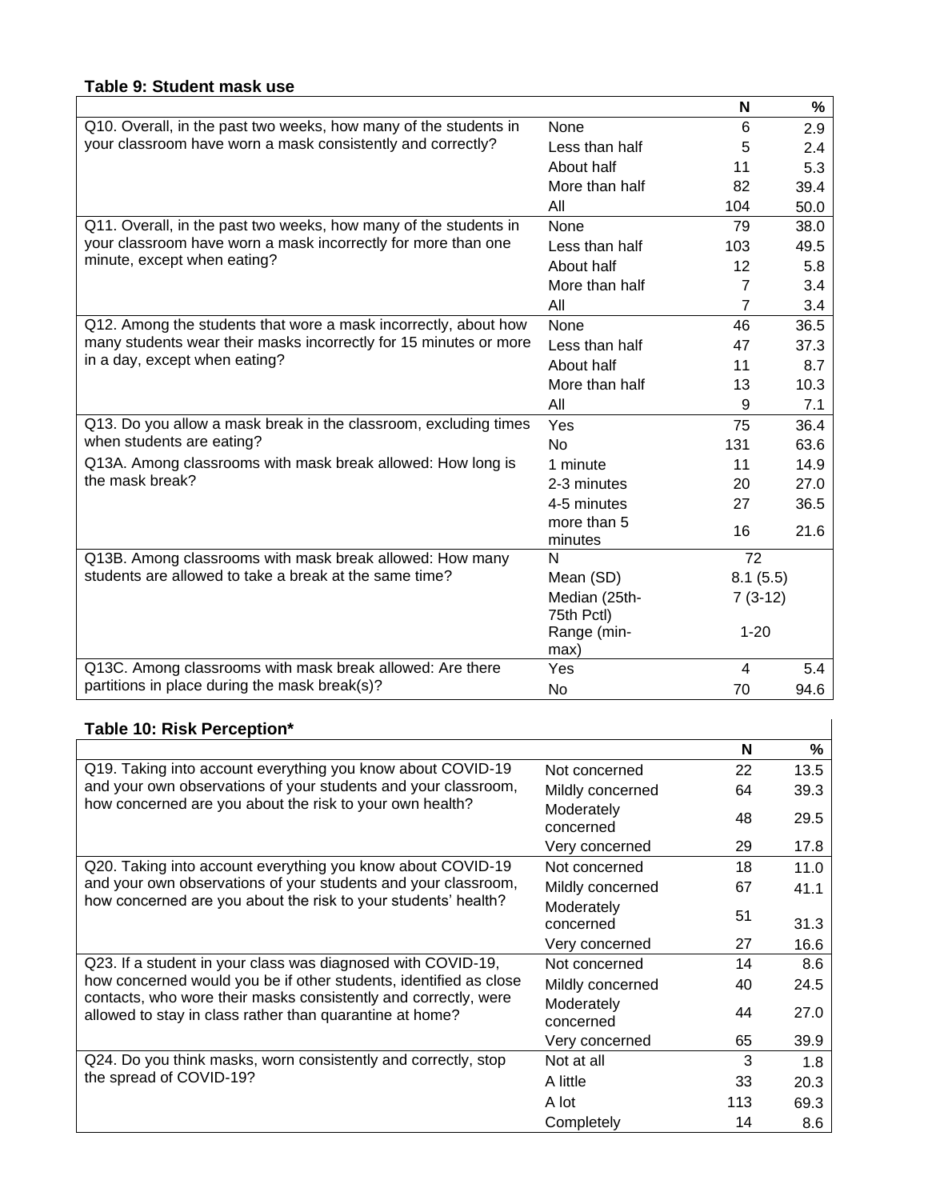**Table 9: Student mask use**

| | | N | % |
|---|---|---|---|
| Q10. Overall, in the past two weeks, how many of the students in your classroom have worn a mask consistently and correctly? | None | 6 | 2.9 |
| | Less than half | 5 | 2.4 |
| | About half | 11 | 5.3 |
| | More than half | 82 | 39.4 |
| | All | 104 | 50.0 |
| Q11. Overall, in the past two weeks, how many of the students in your classroom have worn a mask incorrectly for more than one minute, except when eating? | None | 79 | 38.0 |
| | Less than half | 103 | 49.5 |
| | About half | 12 | 5.8 |
| | More than half | 7 | 3.4 |
| | All | 7 | 3.4 |
| Q12. Among the students that wore a mask incorrectly, about how many students wear their masks incorrectly for 15 minutes or more in a day, except when eating? | None | 46 | 36.5 |
| | Less than half | 47 | 37.3 |
| | About half | 11 | 8.7 |
| | More than half | 13 | 10.3 |
| | All | 9 | 7.1 |
| Q13. Do you allow a mask break in the classroom, excluding times when students are eating? | Yes | 75 | 36.4 |
| | No | 131 | 63.6 |
| Q13A. Among classrooms with mask break allowed: How long is the mask break? | 1 minute | 11 | 14.9 |
| | 2-3 minutes | 20 | 27.0 |
| | 4-5 minutes | 27 | 36.5 |
| | more than 5 minutes | 16 | 21.6 |
| Q13B. Among classrooms with mask break allowed: How many students are allowed to take a break at the same time? | N | 72 | |
| | Mean (SD) | 8.1 (5.5) | |
| | Median (25th-75th Pctl) | 7 (3-12) | |
| | Range (min-max) | 1-20 | |
| Q13C. Among classrooms with mask break allowed: Are there partitions in place during the mask break(s)? | Yes | 4 | 5.4 |
| | No | 70 | 94.6 |

**Table 10: Risk Perception***

| | | N | % |
|---|---|---|---|
| Q19. Taking into account everything you know about COVID-19 and your own observations of your students and your classroom, how concerned are you about the risk to your own health? | Not concerned | 22 | 13.5 |
| | Mildly concerned | 64 | 39.3 |
| | Moderately concerned | 48 | 29.5 |
| | Very concerned | 29 | 17.8 |
| Q20. Taking into account everything you know about COVID-19 and your own observations of your students and your classroom, how concerned are you about the risk to your students' health? | Not concerned | 18 | 11.0 |
| | Mildly concerned | 67 | 41.1 |
| | Moderately concerned | 51 | 31.3 |
| | Very concerned | 27 | 16.6 |
| Q23. If a student in your class was diagnosed with COVID-19, how concerned would you be if other students, identified as close contacts, who wore their masks consistently and correctly, were allowed to stay in class rather than quarantine at home? | Not concerned | 14 | 8.6 |
| | Mildly concerned | 40 | 24.5 |
| | Moderately concerned | 44 | 27.0 |
| | Very concerned | 65 | 39.9 |
| Q24. Do you think masks, worn consistently and correctly, stop the spread of COVID-19? | Not at all | 3 | 1.8 |
| | A little | 33 | 20.3 |
| | A lot | 113 | 69.3 |
| | Completely | 14 | 8.6 |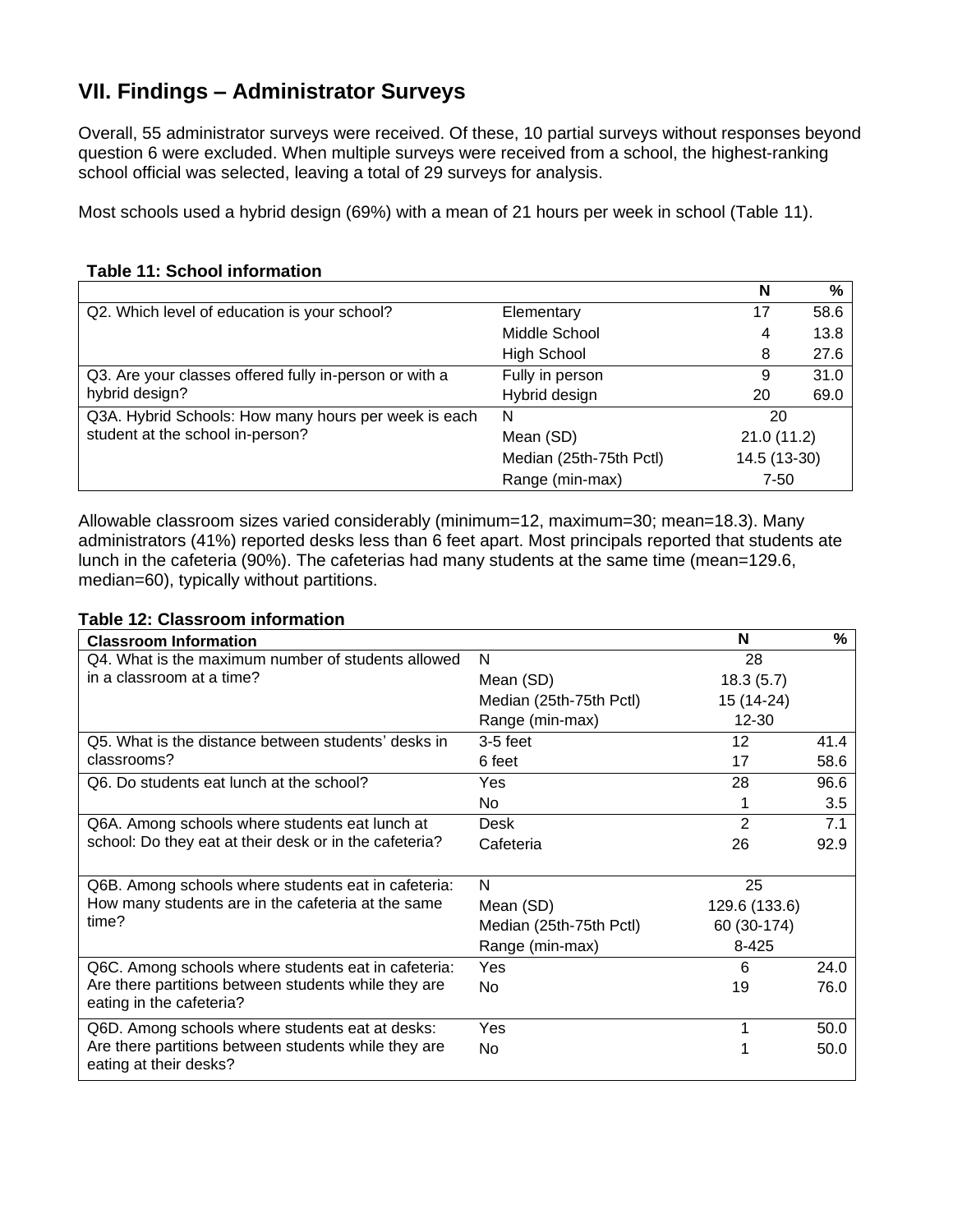## VII. Findings – Administrator Surveys

Overall, 55 administrator surveys were received. Of these, 10 partial surveys without responses beyond question 6 were excluded. When multiple surveys were received from a school, the highest-ranking school official was selected, leaving a total of 29 surveys for analysis.

Most schools used a hybrid design (69%) with a mean of 21 hours per week in school (Table 11).

**Table 11: School information**

| | | N | % |
|---|---|---|---|
| Q2. Which level of education is your school? | Elementary | 17 | 58.6 |
| | Middle School | 4 | 13.8 |
| | High School | 8 | 27.6 |
| Q3. Are your classes offered fully in-person or with a hybrid design? | Fully in person | 9 | 31.0 |
| | Hybrid design | 20 | 69.0 |
| Q3A. Hybrid Schools: How many hours per week is each student at the school in-person? | N | 20 | |
| | Mean (SD) | 21.0 (11.2) | |
| | Median (25th-75th Pctl) | 14.5 (13-30) | |
| | Range (min-max) | 7-50 | |

Allowable classroom sizes varied considerably (minimum=12, maximum=30; mean=18.3). Many administrators (41%) reported desks less than 6 feet apart. Most principals reported that students ate lunch in the cafeteria (90%). The cafeterias had many students at the same time (mean=129.6, median=60), typically without partitions.

**Table 12: Classroom information**

| Classroom Information | | N | % |
|---|---|---|---|
| Q4. What is the maximum number of students allowed in a classroom at a time? | N | 28 | |
| | Mean (SD) | 18.3 (5.7) | |
| | Median (25th-75th Pctl) | 15 (14-24) | |
| | Range (min-max) | 12-30 | |
| Q5. What is the distance between students' desks in classrooms? | 3-5 feet | 12 | 41.4 |
| | 6 feet | 17 | 58.6 |
| Q6. Do students eat lunch at the school? | Yes | 28 | 96.6 |
| | No | 1 | 3.5 |
| Q6A. Among schools where students eat lunch at school: Do they eat at their desk or in the cafeteria? | Desk | 2 | 7.1 |
| | Cafeteria | 26 | 92.9 |
| Q6B. Among schools where students eat in cafeteria: How many students are in the cafeteria at the same time? | N | 25 | |
| | Mean (SD) | 129.6 (133.6) | |
| | Median (25th-75th Pctl) | 60 (30-174) | |
| | Range (min-max) | 8-425 | |
| Q6C. Among schools where students eat in cafeteria: Are there partitions between students while they are eating in the cafeteria? | Yes | 6 | 24.0 |
| | No | 19 | 76.0 |
| Q6D. Among schools where students eat at desks: Are there partitions between students while they are eating at their desks? | Yes | 1 | 50.0 |
| | No | 1 | 50.0 |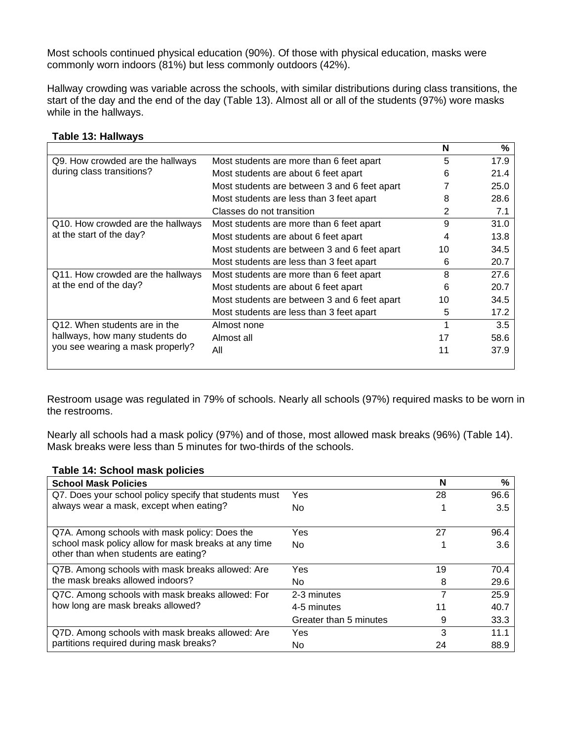Most schools continued physical education (90%). Of those with physical education, masks were commonly worn indoors (81%) but less commonly outdoors (42%).

Hallway crowding was variable across the schools, with similar distributions during class transitions, the start of the day and the end of the day (Table 13). Almost all or all of the students (97%) wore masks while in the hallways.

**Table 13: Hallways**

| | | N | % |
|---|---|---|---|
| Q9. How crowded are the hallways during class transitions? | Most students are more than 6 feet apart | 5 | 17.9 |
| | Most students are about 6 feet apart | 6 | 21.4 |
| | Most students are between 3 and 6 feet apart | 7 | 25.0 |
| | Most students are less than 3 feet apart | 8 | 28.6 |
| | Classes do not transition | 2 | 7.1 |
| Q10. How crowded are the hallways at the start of the day? | Most students are more than 6 feet apart | 9 | 31.0 |
| | Most students are about 6 feet apart | 4 | 13.8 |
| | Most students are between 3 and 6 feet apart | 10 | 34.5 |
| | Most students are less than 3 feet apart | 6 | 20.7 |
| Q11. How crowded are the hallways at the end of the day? | Most students are more than 6 feet apart | 8 | 27.6 |
| | Most students are about 6 feet apart | 6 | 20.7 |
| | Most students are between 3 and 6 feet apart | 10 | 34.5 |
| | Most students are less than 3 feet apart | 5 | 17.2 |
| Q12. When students are in the hallways, how many students do you see wearing a mask properly? | Almost none | 1 | 3.5 |
| | Almost all | 17 | 58.6 |
| | All | 11 | 37.9 |

Restroom usage was regulated in 79% of schools. Nearly all schools (97%) required masks to be worn in the restrooms.

Nearly all schools had a mask policy (97%) and of those, most allowed mask breaks (96%) (Table 14). Mask breaks were less than 5 minutes for two-thirds of the schools.

**Table 14: School mask policies**

| School Mask Policies | | N | % |
|---|---|---|---|
| Q7. Does your school policy specify that students must always wear a mask, except when eating? | Yes | 28 | 96.6 |
| | No | 1 | 3.5 |
| Q7A. Among schools with mask policy: Does the school mask policy allow for mask breaks at any time other than when students are eating? | Yes | 27 | 96.4 |
| | No | 1 | 3.6 |
| Q7B. Among schools with mask breaks allowed: Are the mask breaks allowed indoors? | Yes | 19 | 70.4 |
| | No | 8 | 29.6 |
| Q7C. Among schools with mask breaks allowed: For how long are mask breaks allowed? | 2-3 minutes | 7 | 25.9 |
| | 4-5 minutes | 11 | 40.7 |
| | Greater than 5 minutes | 9 | 33.3 |
| Q7D. Among schools with mask breaks allowed: Are partitions required during mask breaks? | Yes | 3 | 11.1 |
| | No | 24 | 88.9 |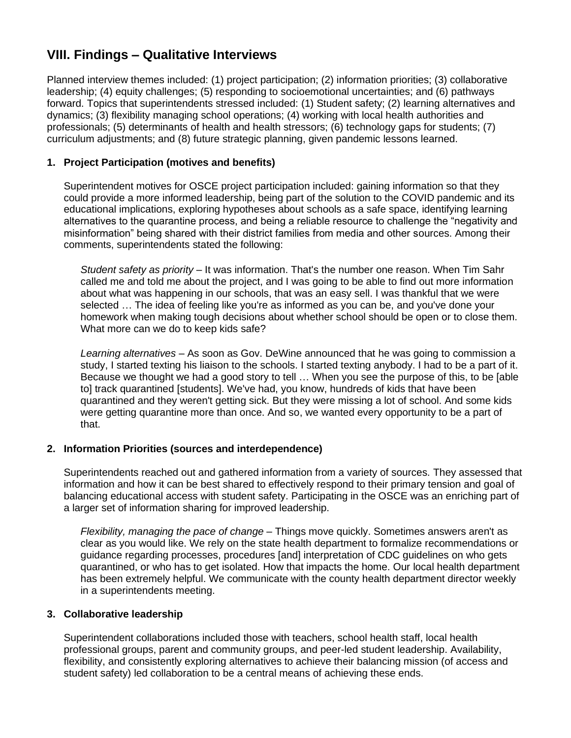## VIII. Findings – Qualitative Interviews

Planned interview themes included: (1) project participation; (2) information priorities; (3) collaborative leadership; (4) equity challenges; (5) responding to socioemotional uncertainties; and (6) pathways forward. Topics that superintendents stressed included: (1) Student safety; (2) learning alternatives and dynamics; (3) flexibility managing school operations; (4) working with local health authorities and professionals; (5) determinants of health and health stressors; (6) technology gaps for students; (7) curriculum adjustments; and (8) future strategic planning, given pandemic lessons learned.

### 1. Project Participation (motives and benefits)

Superintendent motives for OSCE project participation included: gaining information so that they could provide a more informed leadership, being part of the solution to the COVID pandemic and its educational implications, exploring hypotheses about schools as a safe space, identifying learning alternatives to the quarantine process, and being a reliable resource to challenge the "negativity and misinformation" being shared with their district families from media and other sources. Among their comments, superintendents stated the following:

> *Student safety as priority* – It was information. That's the number one reason. When Tim Sahr called me and told me about the project, and I was going to be able to find out more information about what was happening in our schools, that was an easy sell. I was thankful that we were selected … The idea of feeling like you're as informed as you can be, and you've done your homework when making tough decisions about whether school should be open or to close them. What more can we do to keep kids safe?

> *Learning alternatives* – As soon as Gov. DeWine announced that he was going to commission a study, I started texting his liaison to the schools. I started texting anybody. I had to be a part of it. Because we thought we had a good story to tell … When you see the purpose of this, to be [able to] track quarantined [students]. We've had, you know, hundreds of kids that have been quarantined and they weren't getting sick. But they were missing a lot of school. And some kids were getting quarantine more than once. And so, we wanted every opportunity to be a part of that.

### 2. Information Priorities (sources and interdependence)

Superintendents reached out and gathered information from a variety of sources. They assessed that information and how it can be best shared to effectively respond to their primary tension and goal of balancing educational access with student safety. Participating in the OSCE was an enriching part of a larger set of information sharing for improved leadership.

> *Flexibility, managing the pace of change* – Things move quickly. Sometimes answers aren't as clear as you would like. We rely on the state health department to formalize recommendations or guidance regarding processes, procedures [and] interpretation of CDC guidelines on who gets quarantined, or who has to get isolated. How that impacts the home. Our local health department has been extremely helpful. We communicate with the county health department director weekly in a superintendents meeting.

### 3. Collaborative leadership

Superintendent collaborations included those with teachers, school health staff, local health professional groups, parent and community groups, and peer-led student leadership. Availability, flexibility, and consistently exploring alternatives to achieve their balancing mission (of access and student safety) led collaboration to be a central means of achieving these ends.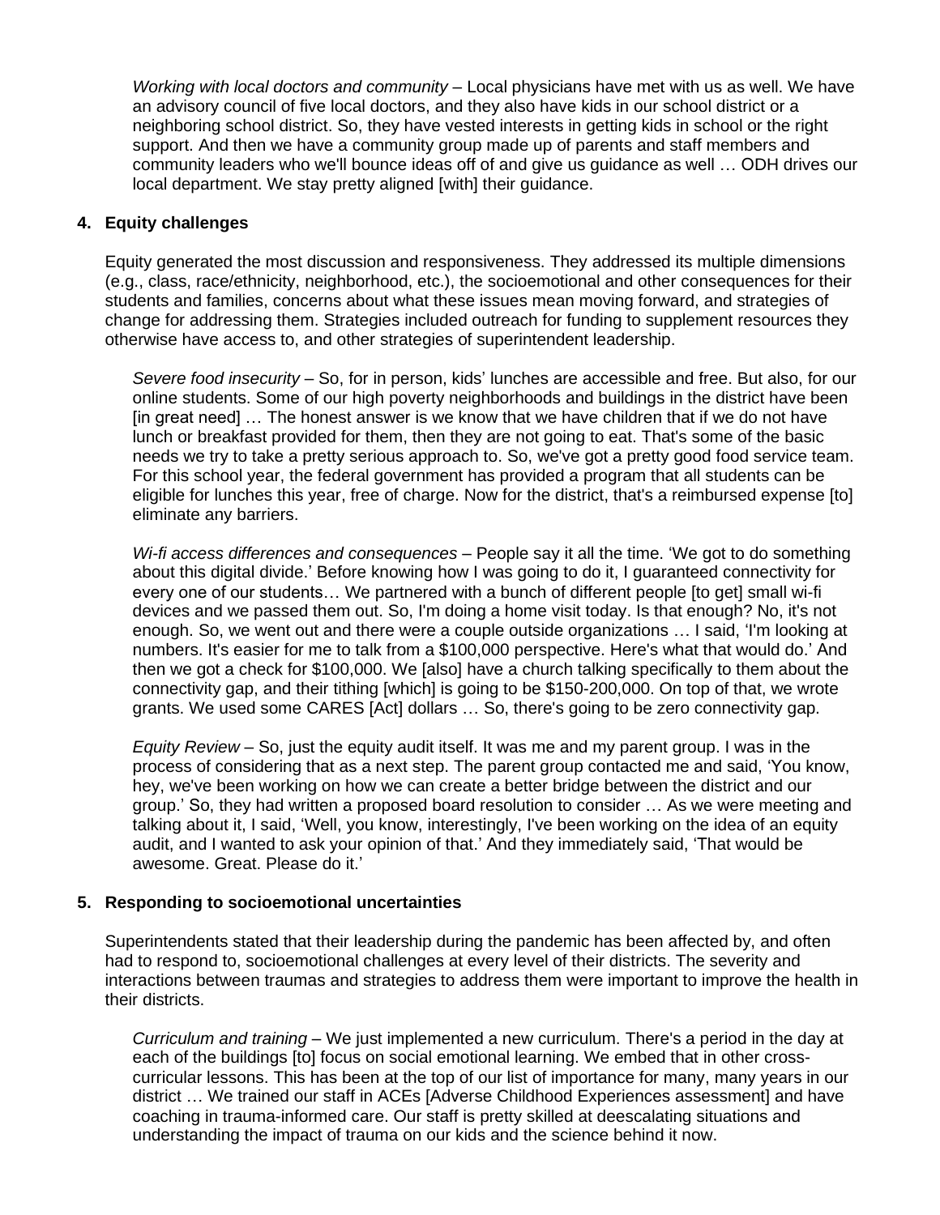*Working with local doctors and community* – Local physicians have met with us as well. We have an advisory council of five local doctors, and they also have kids in our school district or a neighboring school district. So, they have vested interests in getting kids in school or the right support. And then we have a community group made up of parents and staff members and community leaders who we'll bounce ideas off of and give us guidance as well … ODH drives our local department. We stay pretty aligned [with] their guidance.

**4. Equity challenges**

Equity generated the most discussion and responsiveness. They addressed its multiple dimensions (e.g., class, race/ethnicity, neighborhood, etc.), the socioemotional and other consequences for their students and families, concerns about what these issues mean moving forward, and strategies of change for addressing them. Strategies included outreach for funding to supplement resources they otherwise have access to, and other strategies of superintendent leadership.

*Severe food insecurity* – So, for in person, kids' lunches are accessible and free. But also, for our online students. Some of our high poverty neighborhoods and buildings in the district have been [in great need] … The honest answer is we know that we have children that if we do not have lunch or breakfast provided for them, then they are not going to eat. That's some of the basic needs we try to take a pretty serious approach to. So, we've got a pretty good food service team. For this school year, the federal government has provided a program that all students can be eligible for lunches this year, free of charge. Now for the district, that's a reimbursed expense [to] eliminate any barriers.

*Wi-fi access differences and consequences* – People say it all the time. 'We got to do something about this digital divide.' Before knowing how I was going to do it, I guaranteed connectivity for every one of our students… We partnered with a bunch of different people [to get] small wi-fi devices and we passed them out. So, I'm doing a home visit today. Is that enough? No, it's not enough. So, we went out and there were a couple outside organizations … I said, 'I'm looking at numbers. It's easier for me to talk from a $100,000 perspective. Here's what that would do.' And then we got a check for $100,000. We [also] have a church talking specifically to them about the connectivity gap, and their tithing [which] is going to be $150-200,000. On top of that, we wrote grants. We used some CARES [Act] dollars … So, there's going to be zero connectivity gap.

*Equity Review* – So, just the equity audit itself. It was me and my parent group. I was in the process of considering that as a next step. The parent group contacted me and said, 'You know, hey, we've been working on how we can create a better bridge between the district and our group.' So, they had written a proposed board resolution to consider … As we were meeting and talking about it, I said, 'Well, you know, interestingly, I've been working on the idea of an equity audit, and I wanted to ask your opinion of that.' And they immediately said, 'That would be awesome. Great. Please do it.'

**5. Responding to socioemotional uncertainties**

Superintendents stated that their leadership during the pandemic has been affected by, and often had to respond to, socioemotional challenges at every level of their districts. The severity and interactions between traumas and strategies to address them were important to improve the health in their districts.

*Curriculum and training* – We just implemented a new curriculum. There's a period in the day at each of the buildings [to] focus on social emotional learning. We embed that in other cross-curricular lessons. This has been at the top of our list of importance for many, many years in our district … We trained our staff in ACEs [Adverse Childhood Experiences assessment] and have coaching in trauma-informed care. Our staff is pretty skilled at deescalating situations and understanding the impact of trauma on our kids and the science behind it now.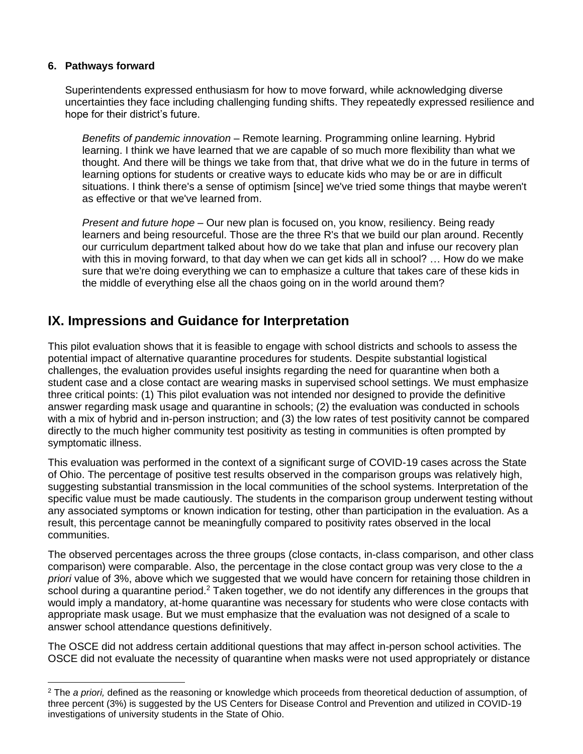**6. Pathways forward**

Superintendents expressed enthusiasm for how to move forward, while acknowledging diverse uncertainties they face including challenging funding shifts. They repeatedly expressed resilience and hope for their district's future.

> *Benefits of pandemic innovation* – Remote learning. Programming online learning. Hybrid learning. I think we have learned that we are capable of so much more flexibility than what we thought. And there will be things we take from that, that drive what we do in the future in terms of learning options for students or creative ways to educate kids who may be or are in difficult situations. I think there's a sense of optimism [since] we've tried some things that maybe weren't as effective or that we've learned from.
>
> *Present and future hope* – Our new plan is focused on, you know, resiliency. Being ready learners and being resourceful. Those are the three R's that we build our plan around. Recently our curriculum department talked about how do we take that plan and infuse our recovery plan with this in moving forward, to that day when we can get kids all in school? … How do we make sure that we're doing everything we can to emphasize a culture that takes care of these kids in the middle of everything else all the chaos going on in the world around them?

## IX. Impressions and Guidance for Interpretation

This pilot evaluation shows that it is feasible to engage with school districts and schools to assess the potential impact of alternative quarantine procedures for students. Despite substantial logistical challenges, the evaluation provides useful insights regarding the need for quarantine when both a student case and a close contact are wearing masks in supervised school settings. We must emphasize three critical points: (1) This pilot evaluation was not intended nor designed to provide the definitive answer regarding mask usage and quarantine in schools; (2) the evaluation was conducted in schools with a mix of hybrid and in-person instruction; and (3) the low rates of test positivity cannot be compared directly to the much higher community test positivity as testing in communities is often prompted by symptomatic illness.

This evaluation was performed in the context of a significant surge of COVID-19 cases across the State of Ohio. The percentage of positive test results observed in the comparison groups was relatively high, suggesting substantial transmission in the local communities of the school systems. Interpretation of the specific value must be made cautiously. The students in the comparison group underwent testing without any associated symptoms or known indication for testing, other than participation in the evaluation. As a result, this percentage cannot be meaningfully compared to positivity rates observed in the local communities.

The observed percentages across the three groups (close contacts, in-class comparison, and other class comparison) were comparable. Also, the percentage in the close contact group was very close to the *a priori* value of 3%, above which we suggested that we would have concern for retaining those children in school during a quarantine period.[2] Taken together, we do not identify any differences in the groups that would imply a mandatory, at-home quarantine was necessary for students who were close contacts with appropriate mask usage. But we must emphasize that the evaluation was not designed of a scale to answer school attendance questions definitively.

The OSCE did not address certain additional questions that may affect in-person school activities. The OSCE did not evaluate the necessity of quarantine when masks were not used appropriately or distance

[2] The *a priori,* defined as the reasoning or knowledge which proceeds from theoretical deduction of assumption, of three percent (3%) is suggested by the US Centers for Disease Control and Prevention and utilized in COVID-19 investigations of university students in the State of Ohio.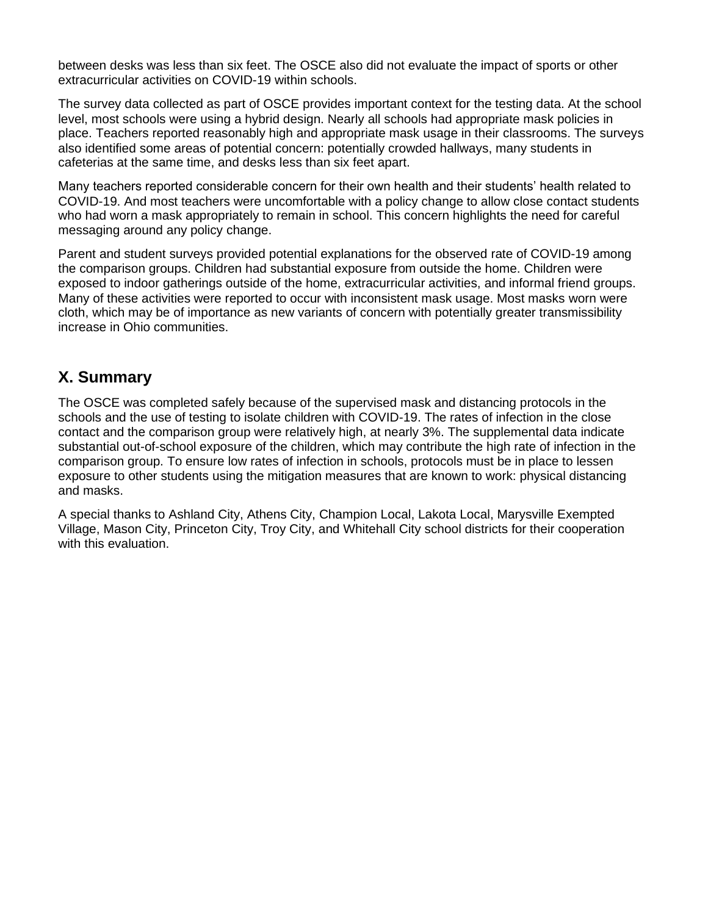between desks was less than six feet. The OSCE also did not evaluate the impact of sports or other extracurricular activities on COVID-19 within schools.

The survey data collected as part of OSCE provides important context for the testing data. At the school level, most schools were using a hybrid design. Nearly all schools had appropriate mask policies in place. Teachers reported reasonably high and appropriate mask usage in their classrooms. The surveys also identified some areas of potential concern: potentially crowded hallways, many students in cafeterias at the same time, and desks less than six feet apart.

Many teachers reported considerable concern for their own health and their students' health related to COVID-19. And most teachers were uncomfortable with a policy change to allow close contact students who had worn a mask appropriately to remain in school. This concern highlights the need for careful messaging around any policy change.

Parent and student surveys provided potential explanations for the observed rate of COVID-19 among the comparison groups. Children had substantial exposure from outside the home. Children were exposed to indoor gatherings outside of the home, extracurricular activities, and informal friend groups. Many of these activities were reported to occur with inconsistent mask usage. Most masks worn were cloth, which may be of importance as new variants of concern with potentially greater transmissibility increase in Ohio communities.

## X. Summary

The OSCE was completed safely because of the supervised mask and distancing protocols in the schools and the use of testing to isolate children with COVID-19. The rates of infection in the close contact and the comparison group were relatively high, at nearly 3%. The supplemental data indicate substantial out-of-school exposure of the children, which may contribute the high rate of infection in the comparison group. To ensure low rates of infection in schools, protocols must be in place to lessen exposure to other students using the mitigation measures that are known to work: physical distancing and masks.

A special thanks to Ashland City, Athens City, Champion Local, Lakota Local, Marysville Exempted Village, Mason City, Princeton City, Troy City, and Whitehall City school districts for their cooperation with this evaluation.